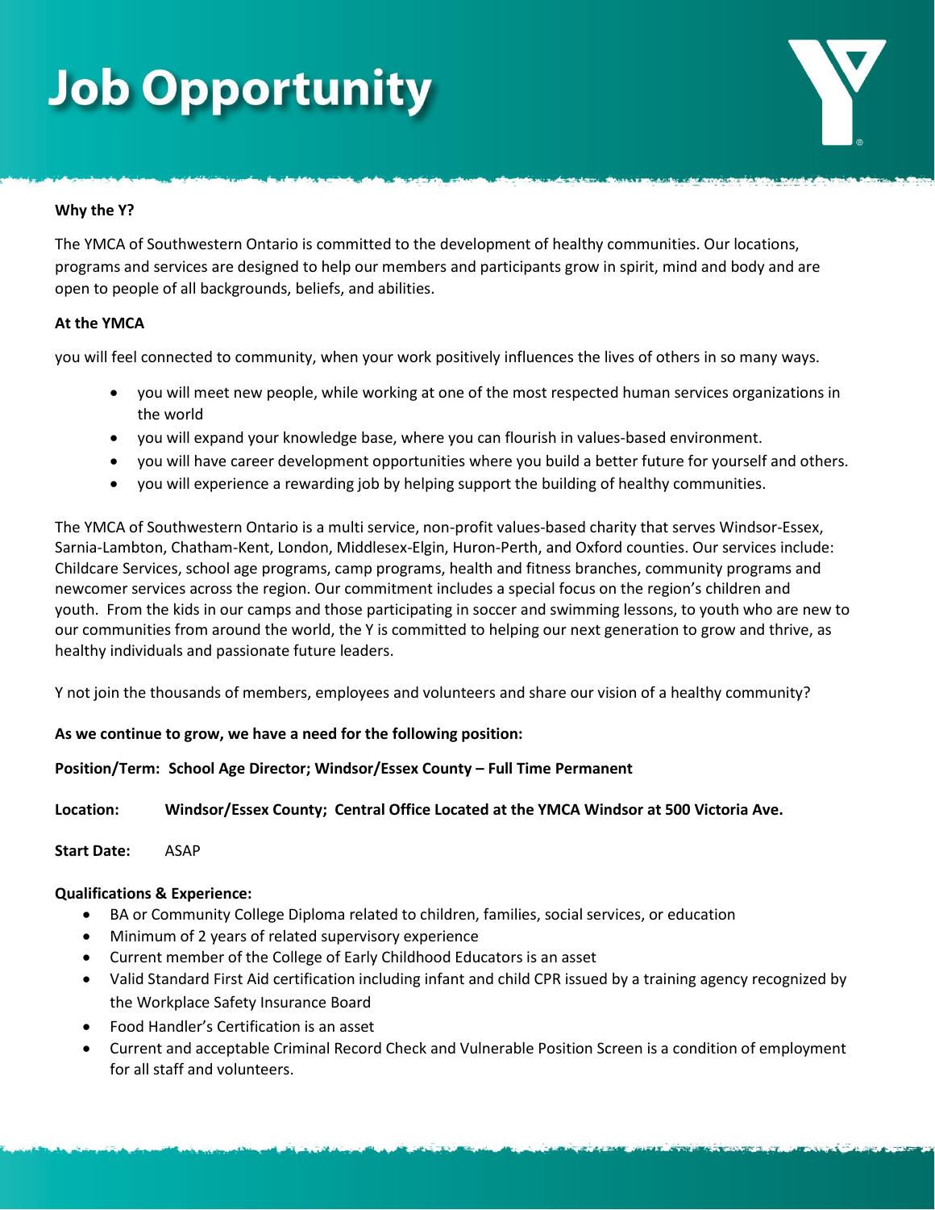# Job Opportunity

**Why the Y?**

The YMCA of Southwestern Ontario is committed to the development of healthy communities. Our locations, programs and services are designed to help our members and participants grow in spirit, mind and body and are open to people of all backgrounds, beliefs, and abilities.

**At the YMCA**

you will feel connected to community, when your work positively influences the lives of others in so many ways.

- you will meet new people, while working at one of the most respected human services organizations in the world
- you will expand your knowledge base, where you can flourish in values-based environment.
- you will have career development opportunities where you build a better future for yourself and others.
- you will experience a rewarding job by helping support the building of healthy communities.

The YMCA of Southwestern Ontario is a multi service, non-profit values-based charity that serves Windsor-Essex, Sarnia-Lambton, Chatham-Kent, London, Middlesex-Elgin, Huron-Perth, and Oxford counties. Our services include: Childcare Services, school age programs, camp programs, health and fitness branches, community programs and newcomer services across the region. Our commitment includes a special focus on the region's children and youth. From the kids in our camps and those participating in soccer and swimming lessons, to youth who are new to our communities from around the world, the Y is committed to helping our next generation to grow and thrive, as healthy individuals and passionate future leaders.

Y not join the thousands of members, employees and volunteers and share our vision of a healthy community?

**As we continue to grow, we have a need for the following position:**

**Position/Term: School Age Director; Windsor/Essex County – Full Time Permanent**

**Location: Windsor/Essex County; Central Office Located at the YMCA Windsor at 500 Victoria Ave.**

**Start Date:** ASAP

**Qualifications & Experience:**

- BA or Community College Diploma related to children, families, social services, or education
- Minimum of 2 years of related supervisory experience
- Current member of the College of Early Childhood Educators is an asset
- Valid Standard First Aid certification including infant and child CPR issued by a training agency recognized by the Workplace Safety Insurance Board
- Food Handler's Certification is an asset
- Current and acceptable Criminal Record Check and Vulnerable Position Screen is a condition of employment for all staff and volunteers.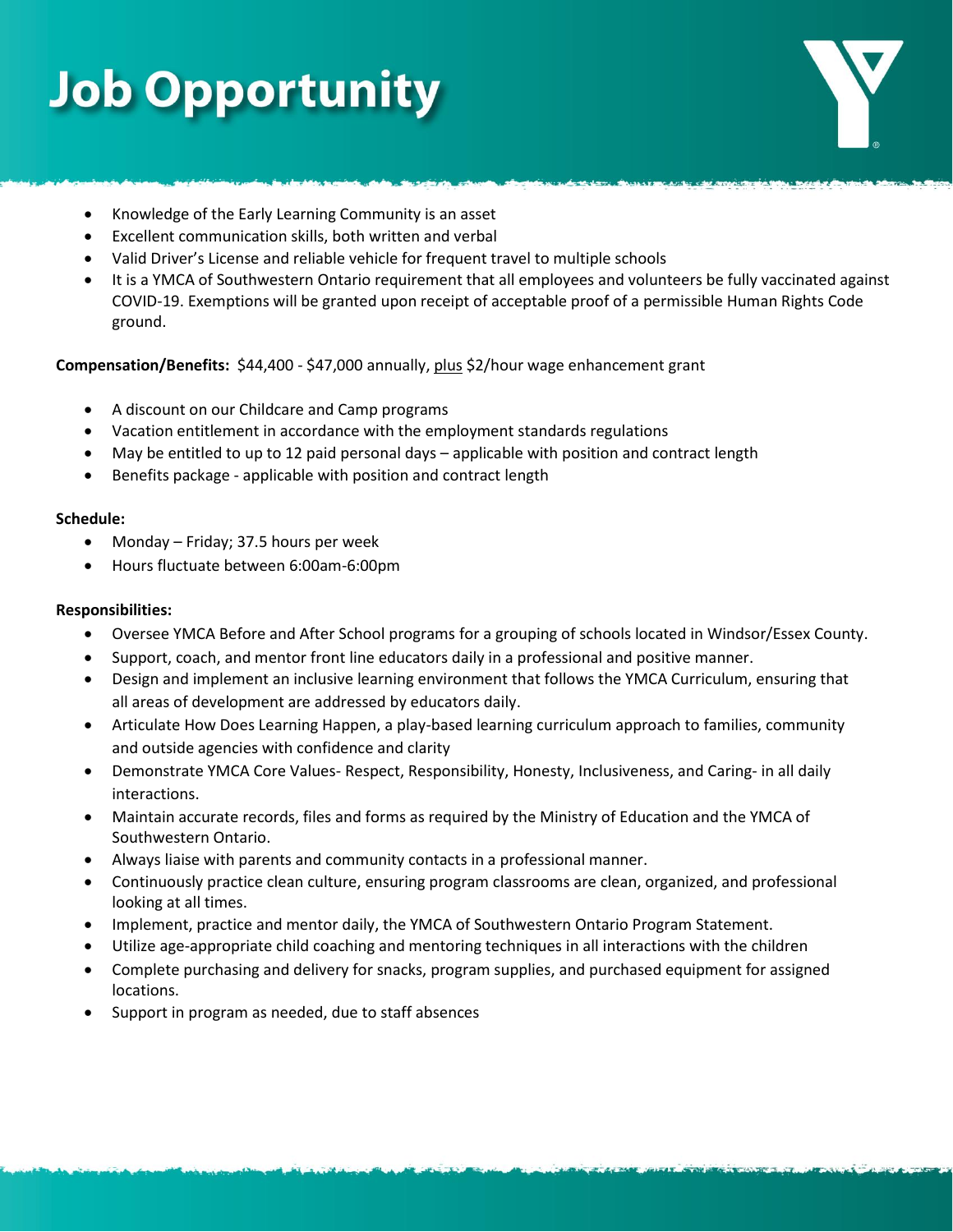# Job Opportunity

- Knowledge of the Early Learning Community is an asset
- Excellent communication skills, both written and verbal
- Valid Driver's License and reliable vehicle for frequent travel to multiple schools
- It is a YMCA of Southwestern Ontario requirement that all employees and volunteers be fully vaccinated against COVID-19. Exemptions will be granted upon receipt of acceptable proof of a permissible Human Rights Code ground.

**Compensation/Benefits:** $44,400 - $47,000 annually, plus $2/hour wage enhancement grant

- A discount on our Childcare and Camp programs
- Vacation entitlement in accordance with the employment standards regulations
- May be entitled to up to 12 paid personal days – applicable with position and contract length
- Benefits package - applicable with position and contract length

**Schedule:**

- Monday – Friday; 37.5 hours per week
- Hours fluctuate between 6:00am-6:00pm

**Responsibilities:**

- Oversee YMCA Before and After School programs for a grouping of schools located in Windsor/Essex County.
- Support, coach, and mentor front line educators daily in a professional and positive manner.
- Design and implement an inclusive learning environment that follows the YMCA Curriculum, ensuring that all areas of development are addressed by educators daily.
- Articulate How Does Learning Happen, a play-based learning curriculum approach to families, community and outside agencies with confidence and clarity
- Demonstrate YMCA Core Values- Respect, Responsibility, Honesty, Inclusiveness, and Caring- in all daily interactions.
- Maintain accurate records, files and forms as required by the Ministry of Education and the YMCA of Southwestern Ontario.
- Always liaise with parents and community contacts in a professional manner.
- Continuously practice clean culture, ensuring program classrooms are clean, organized, and professional looking at all times.
- Implement, practice and mentor daily, the YMCA of Southwestern Ontario Program Statement.
- Utilize age-appropriate child coaching and mentoring techniques in all interactions with the children
- Complete purchasing and delivery for snacks, program supplies, and purchased equipment for assigned locations.
- Support in program as needed, due to staff absences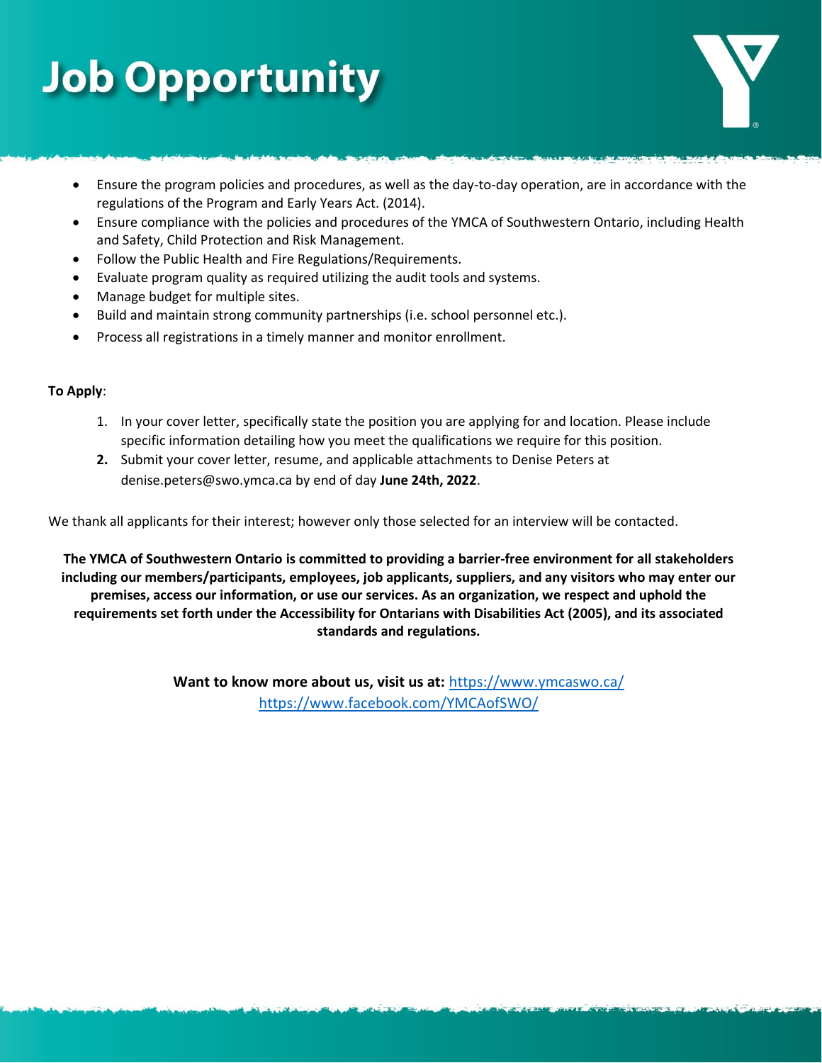# Job Opportunity

- Ensure the program policies and procedures, as well as the day-to-day operation, are in accordance with the regulations of the Program and Early Years Act. (2014).
- Ensure compliance with the policies and procedures of the YMCA of Southwestern Ontario, including Health and Safety, Child Protection and Risk Management.
- Follow the Public Health and Fire Regulations/Requirements.
- Evaluate program quality as required utilizing the audit tools and systems.
- Manage budget for multiple sites.
- Build and maintain strong community partnerships (i.e. school personnel etc.).
- Process all registrations in a timely manner and monitor enrollment.

**To Apply**:

1. In your cover letter, specifically state the position you are applying for and location. Please include specific information detailing how you meet the qualifications we require for this position.
2. Submit your cover letter, resume, and applicable attachments to Denise Peters at denise.peters@swo.ymca.ca by end of day **June 24th, 2022**.

We thank all applicants for their interest; however only those selected for an interview will be contacted.

**The YMCA of Southwestern Ontario is committed to providing a barrier-free environment for all stakeholders including our members/participants, employees, job applicants, suppliers, and any visitors who may enter our premises, access our information, or use our services. As an organization, we respect and uphold the requirements set forth under the Accessibility for Ontarians with Disabilities Act (2005), and its associated standards and regulations.**

**Want to know more about us, visit us at:** https://www.ymcaswo.ca/
https://www.facebook.com/YMCAofSWO/